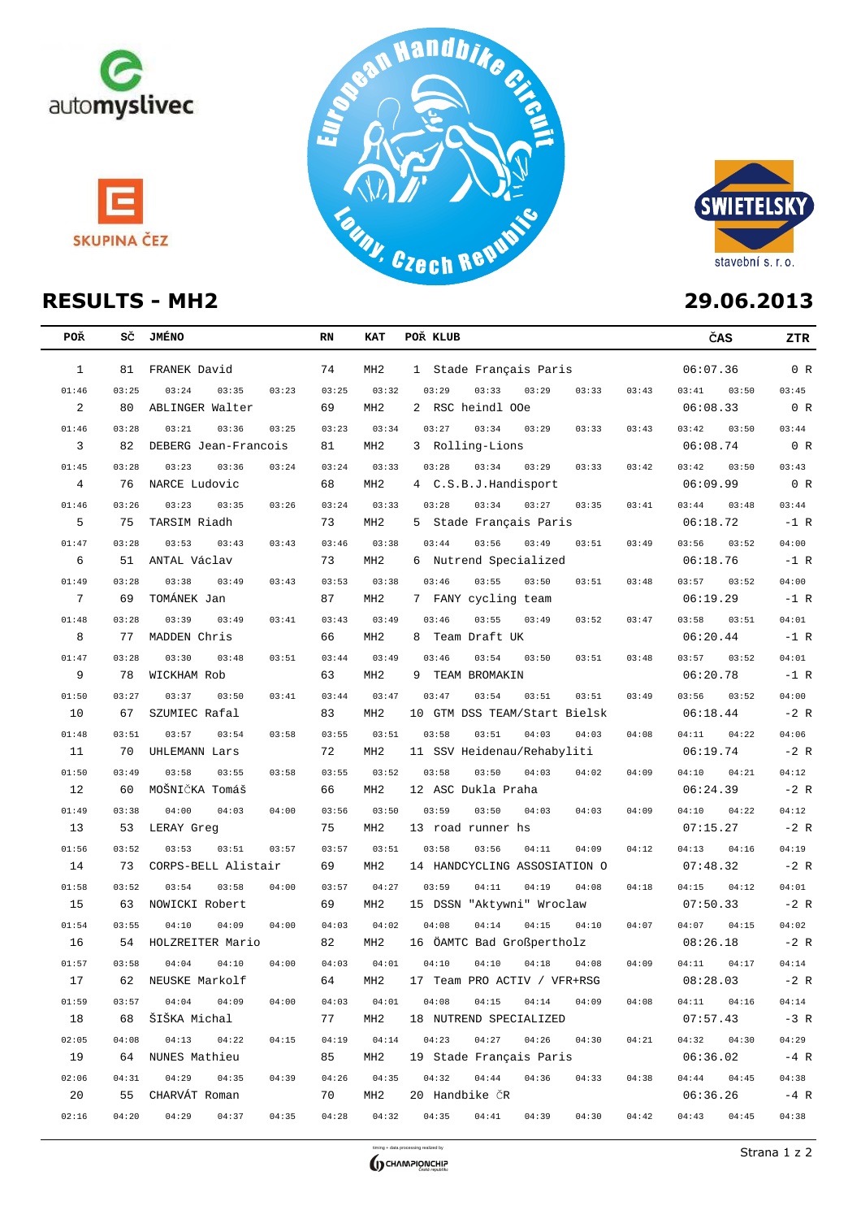# RESULTS - MH2

**29.06.2013**

| POŘ | SČ | JMÉNO | RN | KAT | POŘ KLUB | ČAS | ZTR |
|---|---|---|---|---|---|---|---|
| 1 | 81 | FRANEK David | 74 | MH2 | 1 Stade Français Paris | 06:07.36 | 0 R |
| 01:46 03:25 03:24 03:35 03:23 03:25 03:32 03:29 03:33 03:29 03:33 03:43 03:41 03:50 03:45 | | | | | | | |
| 2 | 80 | ABLINGER Walter | 69 | MH2 | 2 RSC heindl OOe | 06:08.33 | 0 R |
| 01:46 03:28 03:21 03:36 03:25 03:23 03:34 03:27 03:34 03:29 03:33 03:43 03:42 03:50 03:44 | | | | | | | |
| 3 | 82 | DEBERG Jean-Francois | 81 | MH2 | 3 Rolling-Lions | 06:08.74 | 0 R |
| 01:45 03:28 03:23 03:36 03:24 03:24 03:33 03:28 03:34 03:29 03:33 03:42 03:42 03:50 03:43 | | | | | | | |
| 4 | 76 | NARCE Ludovic | 68 | MH2 | 4 C.S.B.J.Handisport | 06:09.99 | 0 R |
| 01:46 03:26 03:23 03:35 03:26 03:24 03:33 03:28 03:34 03:27 03:35 03:41 03:44 03:48 03:44 | | | | | | | |
| 5 | 75 | TARSIM Riadh | 73 | MH2 | 5 Stade Français Paris | 06:18.72 | -1 R |
| 01:47 03:28 03:53 03:43 03:43 03:46 03:38 03:44 03:56 03:49 03:51 03:49 03:56 03:52 04:00 | | | | | | | |
| 6 | 51 | ANTAL Václav | 73 | MH2 | 6 Nutrend Specialized | 06:18.76 | -1 R |
| 01:49 03:28 03:38 03:49 03:43 03:53 03:38 03:46 03:55 03:50 03:51 03:48 03:57 03:52 04:00 | | | | | | | |
| 7 | 69 | TOMÁNEK Jan | 87 | MH2 | 7 FANY cycling team | 06:19.29 | -1 R |
| 01:48 03:28 03:39 03:49 03:41 03:43 03:49 03:46 03:55 03:49 03:52 03:47 03:58 03:51 04:01 | | | | | | | |
| 8 | 77 | MADDEN Chris | 66 | MH2 | 8 Team Draft UK | 06:20.44 | -1 R |
| 01:47 03:28 03:30 03:48 03:51 03:44 03:49 03:46 03:54 03:50 03:51 03:48 03:57 03:52 04:01 | | | | | | | |
| 9 | 78 | WICKHAM Rob | 63 | MH2 | 9 TEAM BROMAKIN | 06:20.78 | -1 R |
| 01:50 03:27 03:37 03:50 03:41 03:44 03:47 03:47 03:54 03:51 03:51 03:49 03:56 03:52 04:00 | | | | | | | |
| 10 | 67 | SZUMIEC Rafal | 83 | MH2 | 10 GTM DSS TEAM/Start Bielsk | 06:18.44 | -2 R |
| 01:48 03:51 03:57 03:54 03:58 03:55 03:51 03:58 03:51 04:03 04:03 04:08 04:11 04:22 04:06 | | | | | | | |
| 11 | 70 | UHLEMANN Lars | 72 | MH2 | 11 SSV Heidenau/Rehabyliti | 06:19.74 | -2 R |
| 01:50 03:49 03:58 03:55 03:58 03:55 03:52 03:58 03:50 04:03 04:02 04:09 04:10 04:21 04:12 | | | | | | | |
| 12 | 60 | MOŠNIČKA Tomáš | 66 | MH2 | 12 ASC Dukla Praha | 06:24.39 | -2 R |
| 01:49 03:38 04:00 04:03 04:00 03:56 03:50 03:59 03:50 04:03 04:03 04:09 04:10 04:22 04:12 | | | | | | | |
| 13 | 53 | LERAY Greg | 75 | MH2 | 13 road runner hs | 07:15.27 | -2 R |
| 01:56 03:52 03:53 03:51 03:57 03:57 03:51 03:58 03:56 04:11 04:09 04:12 04:13 04:16 04:19 | | | | | | | |
| 14 | 73 | CORPS-BELL Alistair | 69 | MH2 | 14 HANDCYCLING ASSOSIATION O | 07:48.32 | -2 R |
| 01:58 03:52 03:54 03:58 04:00 03:57 04:27 03:59 04:11 04:19 04:08 04:18 04:15 04:12 04:01 | | | | | | | |
| 15 | 63 | NOWICKI Robert | 69 | MH2 | 15 DSSN "Aktywni" Wroclaw | 07:50.33 | -2 R |
| 01:54 03:55 04:10 04:09 04:00 04:03 04:02 04:08 04:14 04:15 04:10 04:07 04:07 04:15 04:02 | | | | | | | |
| 16 | 54 | HOLZREITER Mario | 82 | MH2 | 16 ÖAMTC Bad Großpertholz | 08:26.18 | -2 R |
| 01:57 03:58 04:04 04:10 04:00 04:03 04:01 04:10 04:10 04:18 04:08 04:09 04:11 04:17 04:14 | | | | | | | |
| 17 | 62 | NEUSKE Markolf | 64 | MH2 | 17 Team PRO ACTIV / VFR+RSG | 08:28.03 | -2 R |
| 01:59 03:57 04:04 04:09 04:00 04:03 04:01 04:08 04:15 04:14 04:09 04:08 04:11 04:16 04:14 | | | | | | | |
| 18 | 68 | ŠIŠKA Michal | 77 | MH2 | 18 NUTREND SPECIALIZED | 07:57.43 | -3 R |
| 02:05 04:08 04:13 04:22 04:15 04:19 04:14 04:23 04:27 04:26 04:30 04:21 04:32 04:30 04:29 | | | | | | | |
| 19 | 64 | NUNES Mathieu | 85 | MH2 | 19 Stade Français Paris | 06:36.02 | -4 R |
| 02:06 04:31 04:29 04:35 04:39 04:26 04:35 04:32 04:44 04:36 04:33 04:38 04:44 04:45 04:38 | | | | | | | |
| 20 | 55 | CHARVÁT Roman | 70 | MH2 | 20 Handbike ČR | 06:36.26 | -4 R |
| 02:16 04:20 04:29 04:37 04:35 04:28 04:32 04:35 04:41 04:39 04:30 04:42 04:43 04:45 04:38 | | | | | | | |

timing + data processing realized by CHAMPIONCHIP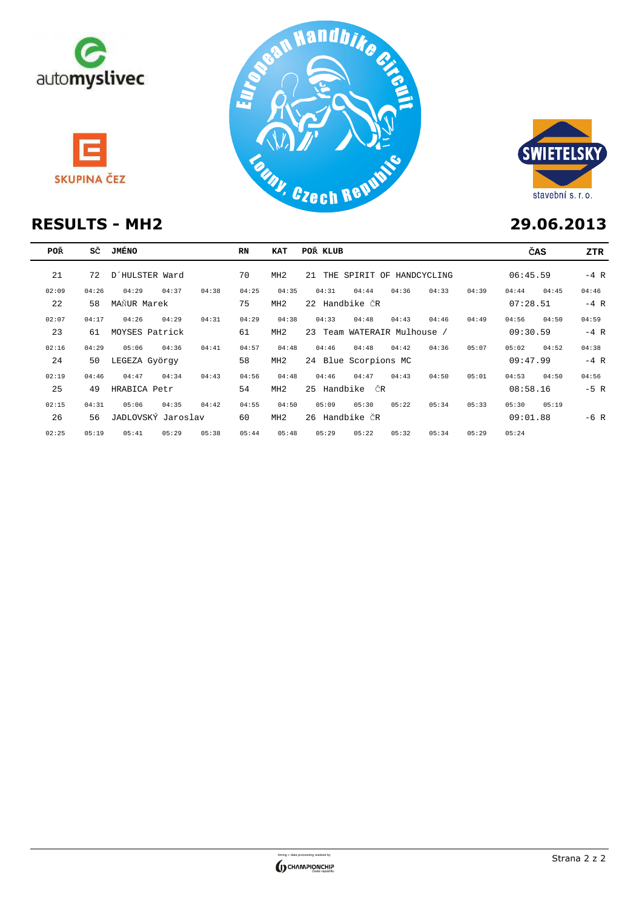## RESULTS - MH2

## 29.06.2013

| POŘ | SČ | JMÉNO | | | RN | KAT | POŘ KLUB | | | | | | ČAS | | ZTR |
|---|---|---|---|---|---|---|---|---|---|---|---|---|---|---|---|
| 21 | 72 | D´HULSTER Ward | | | 70 | MH2 | 21 THE SPIRIT OF HANDCYCLING | | | | | | 06:45.59 | | -4 R |
| 02:09 | 04:26 | 04:29 | 04:37 | 04:38 | 04:25 | 04:35 | 04:31 | 04:44 | 04:36 | 04:33 | 04:39 | 04:44 | 04:45 | | 04:46 |
| 22 | 58 | MAŇUR Marek | | | 75 | MH2 | 22 Handbike ČR | | | | | | 07:28.51 | | -4 R |
| 02:07 | 04:17 | 04:26 | 04:29 | 04:31 | 04:29 | 04:38 | 04:33 | 04:48 | 04:43 | 04:46 | 04:49 | 04:56 | 04:50 | | 04:59 |
| 23 | 61 | MOYSES Patrick | | | 61 | MH2 | 23 Team WATERAIR Mulhouse / | | | | | | 09:30.59 | | -4 R |
| 02:16 | 04:29 | 05:06 | 04:36 | 04:41 | 04:57 | 04:48 | 04:46 | 04:48 | 04:42 | 04:36 | 05:07 | 05:02 | 04:52 | | 04:38 |
| 24 | 50 | LEGEZA György | | | 58 | MH2 | 24 Blue Scorpions MC | | | | | | 09:47.99 | | -4 R |
| 02:19 | 04:46 | 04:47 | 04:34 | 04:43 | 04:56 | 04:48 | 04:46 | 04:47 | 04:43 | 04:50 | 05:01 | 04:53 | 04:50 | | 04:56 |
| 25 | 49 | HRABICA Petr | | | 54 | MH2 | 25 Handbike ČR | | | | | | 08:58.16 | | -5 R |
| 02:15 | 04:31 | 05:06 | 04:35 | 04:42 | 04:55 | 04:50 | 05:09 | 05:30 | 05:22 | 05:34 | 05:33 | 05:30 | 05:19 | | |
| 26 | 56 | JADLOVSKÝ Jaroslav | | | 60 | MH2 | 26 Handbike ČR | | | | | | 09:01.88 | | -6 R |
| 02:25 | 05:19 | 05:41 | 05:29 | 05:38 | 05:44 | 05:48 | 05:29 | 05:22 | 05:32 | 05:34 | 05:29 | 05:24 | | | |

timing + data processing realized by CHAMPIONCHIP Česká republika